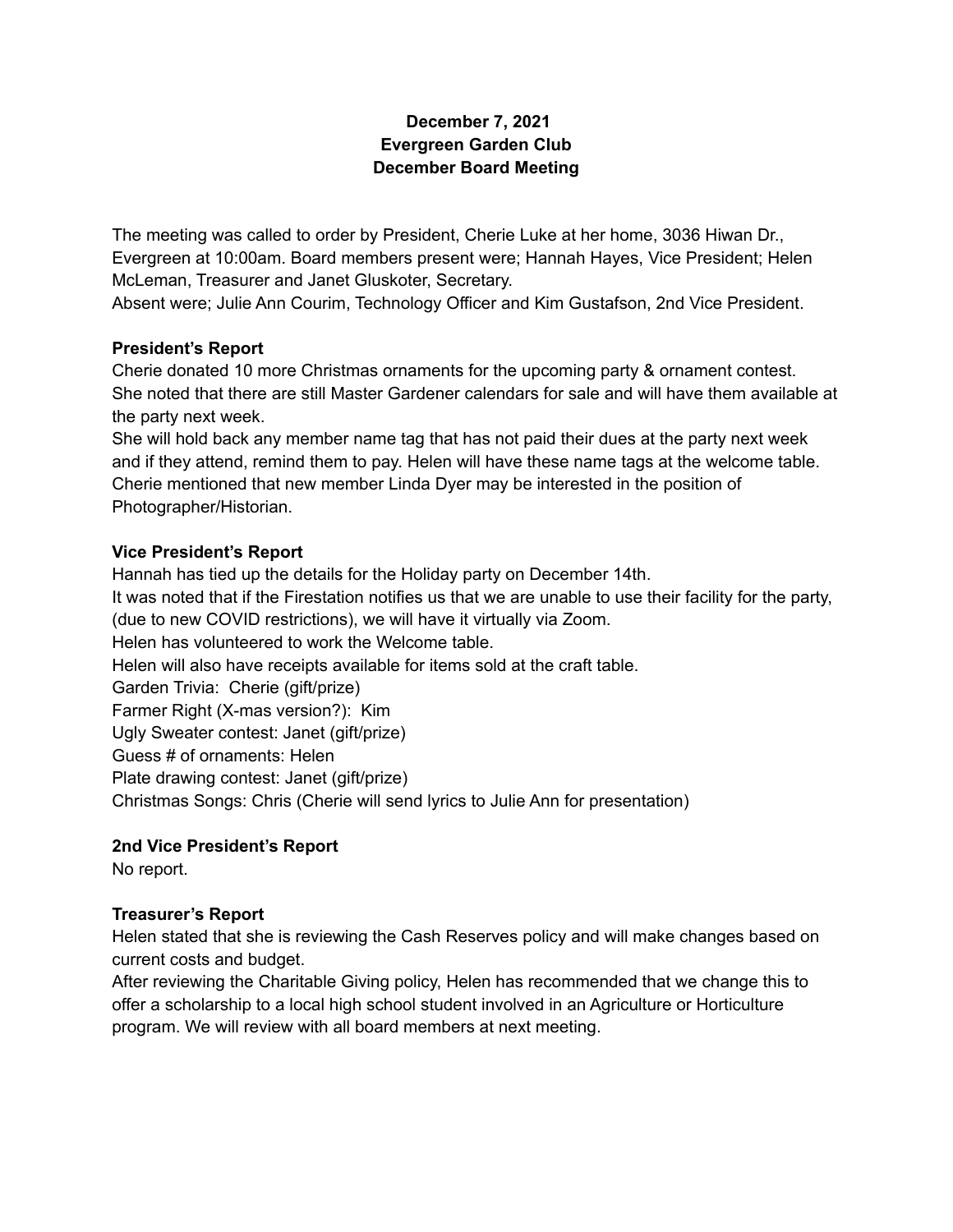**December 7, 2021**
**Evergreen Garden Club**
**December Board Meeting**

The meeting was called to order by President, Cherie Luke at her home, 3036 Hiwan Dr., Evergreen at 10:00am. Board members present were; Hannah Hayes, Vice President; Helen McLeman, Treasurer and Janet Gluskoter, Secretary.
Absent were; Julie Ann Courim, Technology Officer and Kim Gustafson, 2nd Vice President.

**President's Report**
Cherie donated 10 more Christmas ornaments for the upcoming party & ornament contest.
She noted that there are still Master Gardener calendars for sale and will have them available at the party next week.
She will hold back any member name tag that has not paid their dues at the party next week and if they attend, remind them to pay. Helen will have these name tags at the welcome table.
Cherie mentioned that new member Linda Dyer may be interested in the position of Photographer/Historian.

**Vice President's Report**
Hannah has tied up the details for the Holiday party on December 14th.
It was noted that if the Firestation notifies us that we are unable to use their facility for the party, (due to new COVID restrictions), we will have it virtually via Zoom.
Helen has volunteered to work the Welcome table.
Helen will also have receipts available for items sold at the craft table.
Garden Trivia: Cherie (gift/prize)
Farmer Right (X-mas version?): Kim
Ugly Sweater contest: Janet (gift/prize)
Guess # of ornaments: Helen
Plate drawing contest: Janet (gift/prize)
Christmas Songs: Chris (Cherie will send lyrics to Julie Ann for presentation)

**2nd Vice President's Report**
No report.

**Treasurer's Report**
Helen stated that she is reviewing the Cash Reserves policy and will make changes based on current costs and budget.
After reviewing the Charitable Giving policy, Helen has recommended that we change this to offer a scholarship to a local high school student involved in an Agriculture or Horticulture program. We will review with all board members at next meeting.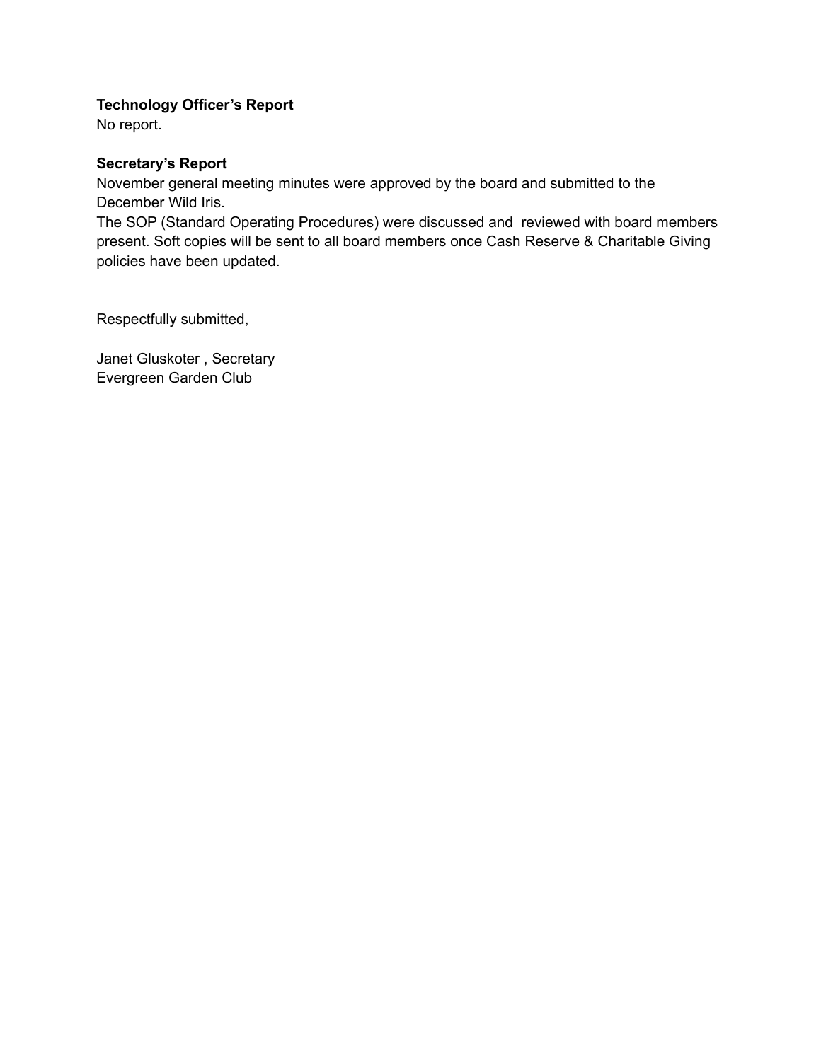**Technology Officer's Report**
No report.

**Secretary's Report**
November general meeting minutes were approved by the board and submitted to the December Wild Iris.
The SOP (Standard Operating Procedures) were discussed and reviewed with board members present. Soft copies will be sent to all board members once Cash Reserve & Charitable Giving policies have been updated.

Respectfully submitted,

Janet Gluskoter , Secretary
Evergreen Garden Club